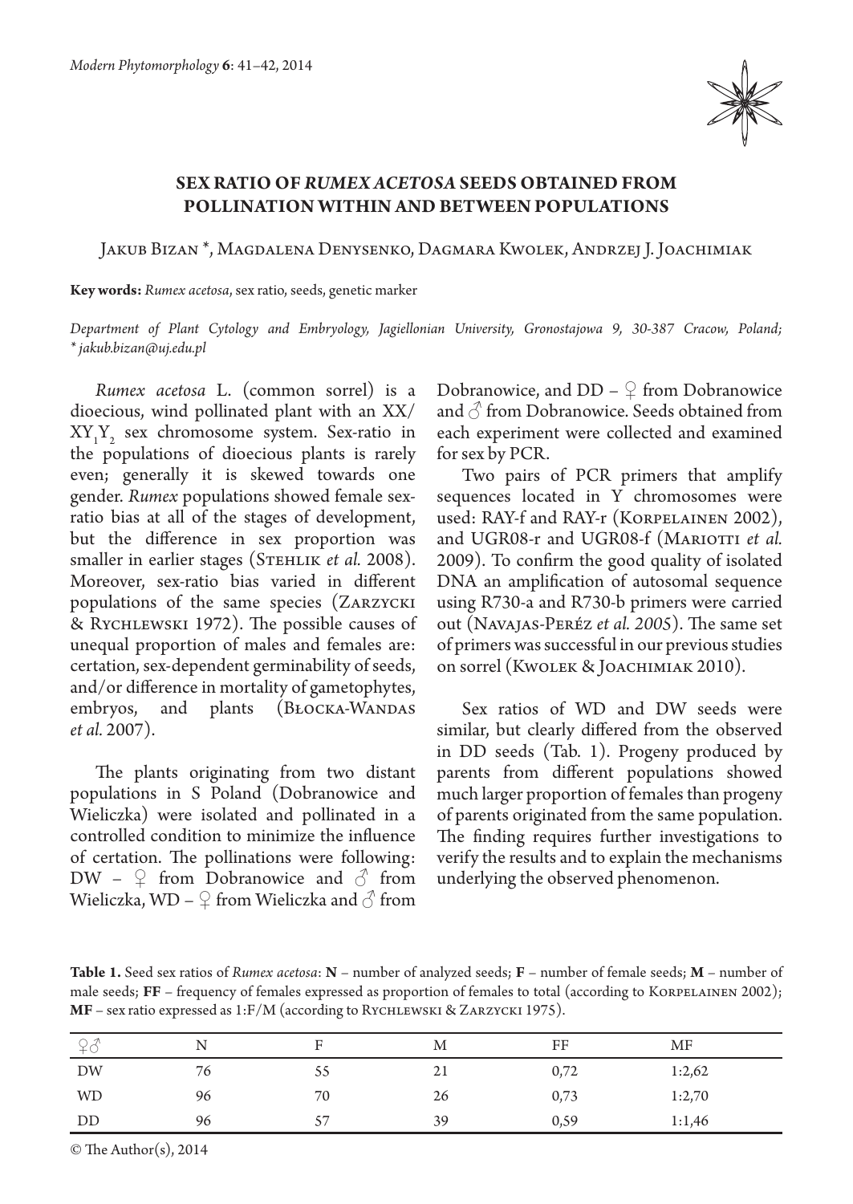# SEX RATIO OF *RUMEX ACETOSA* SEEDS OBTAINED FROM POLLINATION WITHIN AND BETWEEN POPULATIONS

Jakub Bizan *, Magdalena Denysenko, Dagmara Kwolek, Andrzej J. Joachimiak

**Key words:** *Rumex acetosa*, sex ratio, seeds, genetic marker

*Department of Plant Cytology and Embryology, Jagiellonian University, Gronostajowa 9, 30-387 Cracow, Poland; \* jakub.bizan@uj.edu.pl*

*Rumex acetosa* L. (common sorrel) is a dioecious, wind pollinated plant with an XX/$XY_1Y_2$ sex chromosome system. Sex-ratio in the populations of dioecious plants is rarely even; generally it is skewed towards one gender. *Rumex* populations showed female sex-ratio bias at all of the stages of development, but the difference in sex proportion was smaller in earlier stages (Stehlik *et al.* 2008). Moreover, sex-ratio bias varied in different populations of the same species (Zarzycki & Rychlewski 1972). The possible causes of unequal proportion of males and females are: certation, sex-dependent germinability of seeds, and/or difference in mortality of gametophytes, embryos, and plants (Błocka-Wandas *et al.* 2007).

The plants originating from two distant populations in S Poland (Dobranowice and Wieliczka) were isolated and pollinated in a controlled condition to minimize the influence of certation. The pollinations were following: DW – ♀ from Dobranowice and ♂ from Wieliczka, WD – ♀ from Wieliczka and ♂ from Dobranowice, and DD – ♀ from Dobranowice and ♂ from Dobranowice. Seeds obtained from each experiment were collected and examined for sex by PCR.

Two pairs of PCR primers that amplify sequences located in Y chromosomes were used: RAY-f and RAY-r (Korpelainen 2002), and UGR08-r and UGR08-f (Mariotti *et al.* 2009). To confirm the good quality of isolated DNA an amplification of autosomal sequence using R730-a and R730-b primers were carried out (Navajas-Peréz *et al. 2005*). The same set of primers was successful in our previous studies on sorrel (Kwolek & Joachimiak 2010).

Sex ratios of WD and DW seeds were similar, but clearly differed from the observed in DD seeds (Tab. 1). Progeny produced by parents from different populations showed much larger proportion of females than progeny of parents originated from the same population. The finding requires further investigations to verify the results and to explain the mechanisms underlying the observed phenomenon.

**Table 1.** Seed sex ratios of *Rumex acetosa*: **N** – number of analyzed seeds; **F** – number of female seeds; **M** – number of male seeds; **FF** – frequency of females expressed as proportion of females to total (according to Korpelainen 2002); **MF** – sex ratio expressed as 1:F/M (according to Rychlewski & Zarzycki 1975).

| ♀♂ | N | F | M | FF | MF |
|---|---|---|---|---|---|
| DW | 76 | 55 | 21 | 0,72 | 1:2,62 |
| WD | 96 | 70 | 26 | 0,73 | 1:2,70 |
| DD | 96 | 57 | 39 | 0,59 | 1:1,46 |

© The Author(s), 2014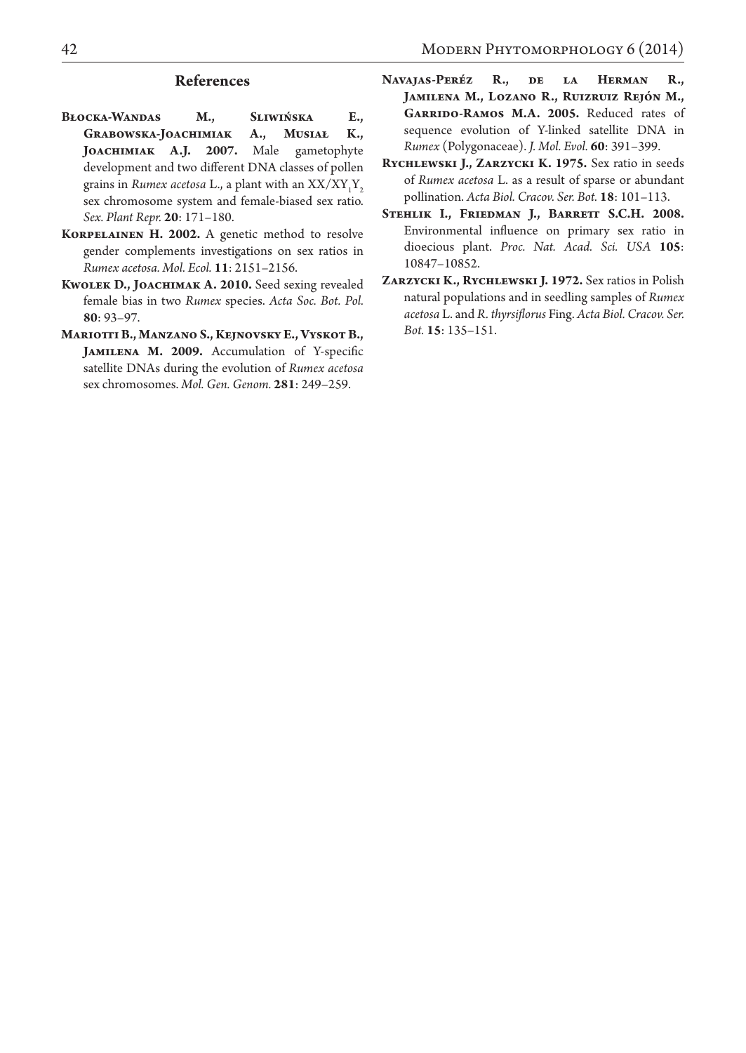## References

**Błocka-Wandas M., Sliwińska E., Grabowska-Joachimiak A., Musiał K., Joachimiak A.J. 2007.** Male gametophyte development and two different DNA classes of pollen grains in *Rumex acetosa* L., a plant with an $XX/XY_1Y_2$ sex chromosome system and female-biased sex ratio. *Sex. Plant Repr.* **20**: 171–180.

**Korpelainen H. 2002.** A genetic method to resolve gender complements investigations on sex ratios in *Rumex acetosa*. *Mol. Ecol.* **11**: 2151–2156.

**Kwolek D., Joachimak A. 2010.** Seed sexing revealed female bias in two *Rumex* species. *Acta Soc. Bot. Pol.* **80**: 93–97.

**Mariotti B., Manzano S., Kejnovsky E., Vyskot B., Jamilena M. 2009.** Accumulation of Y-specific satellite DNAs during the evolution of *Rumex acetosa* sex chromosomes. *Mol. Gen. Genom.* **281**: 249–259.

**Navajas-Peréz R., de la Herman R., Jamilena M., Lozano R., Ruizruiz Rejón M., Garrido-Ramos M.A. 2005.** Reduced rates of sequence evolution of Y-linked satellite DNA in *Rumex* (Polygonaceae). *J. Mol. Evol.* **60**: 391–399.

**Rychlewski J., Zarzycki K. 1975.** Sex ratio in seeds of *Rumex acetosa* L. as a result of sparse or abundant pollination. *Acta Biol. Cracov. Ser. Bot.* **18**: 101–113.

**Stehlik I., Friedman J., Barrett S.C.H. 2008.** Environmental influence on primary sex ratio in dioecious plant. *Proc. Nat. Acad. Sci. USA* **105**: 10847–10852.

**Zarzycki K., Rychlewski J. 1972.** Sex ratios in Polish natural populations and in seedling samples of *Rumex acetosa* L. and *R. thyrsiflorus* Fing. *Acta Biol. Cracov. Ser. Bot.* **15**: 135–151.